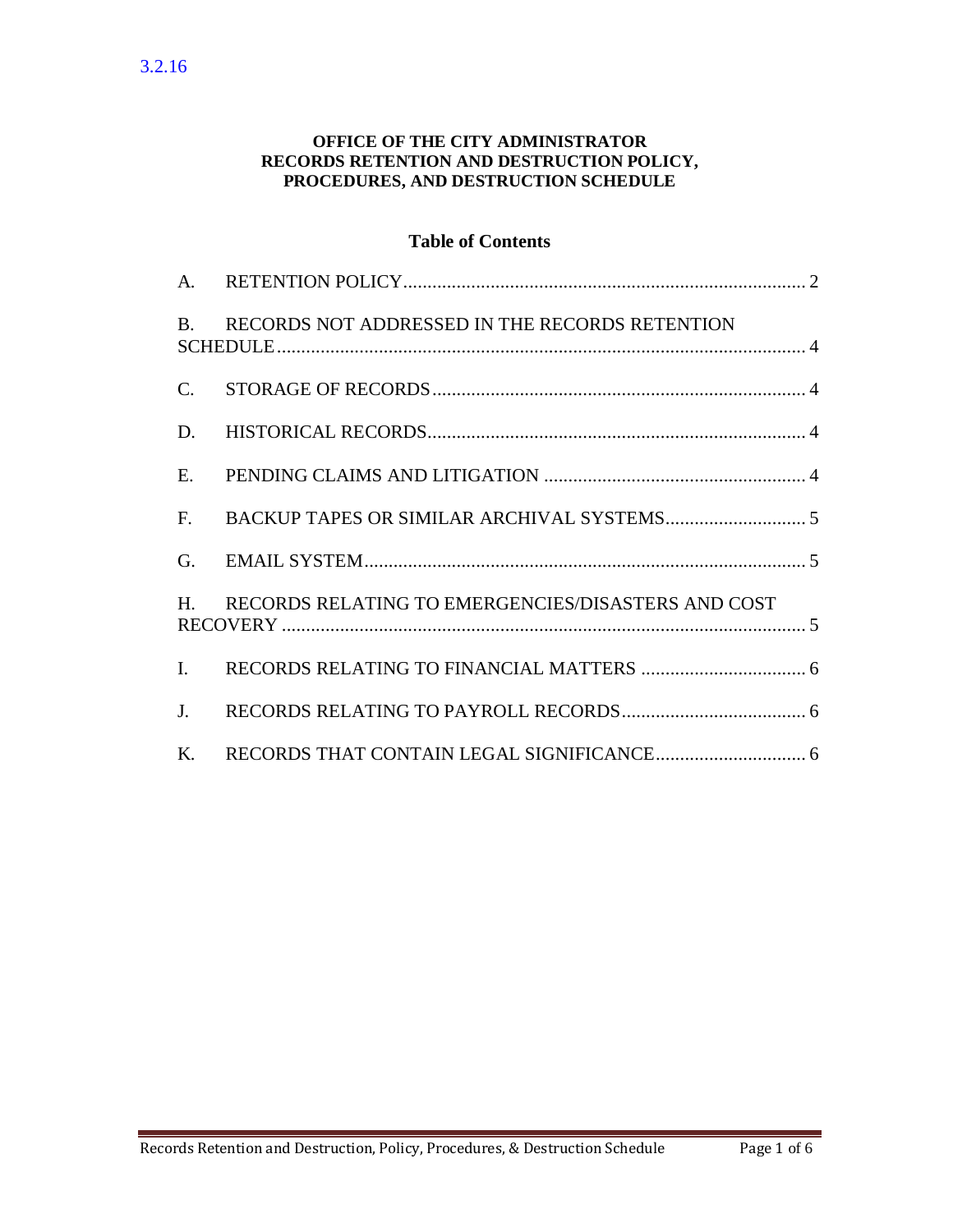3.2.16

**OFFICE OF THE CITY ADMINISTRATOR**
**RECORDS RETENTION AND DESTRUCTION POLICY, PROCEDURES, AND DESTRUCTION SCHEDULE**

## Table of Contents

A. RETENTION POLICY ..... 2

B. RECORDS NOT ADDRESSED IN THE RECORDS RETENTION SCHEDULE ..... 4

C. STORAGE OF RECORDS ..... 4

D. HISTORICAL RECORDS ..... 4

E. PENDING CLAIMS AND LITIGATION ..... 4

F. BACKUP TAPES OR SIMILAR ARCHIVAL SYSTEMS ..... 5

G. EMAIL SYSTEM ..... 5

H. RECORDS RELATING TO EMERGENCIES/DISASTERS AND COST RECOVERY ..... 5

I. RECORDS RELATING TO FINANCIAL MATTERS ..... 6

J. RECORDS RELATING TO PAYROLL RECORDS ..... 6

K. RECORDS THAT CONTAIN LEGAL SIGNIFICANCE ..... 6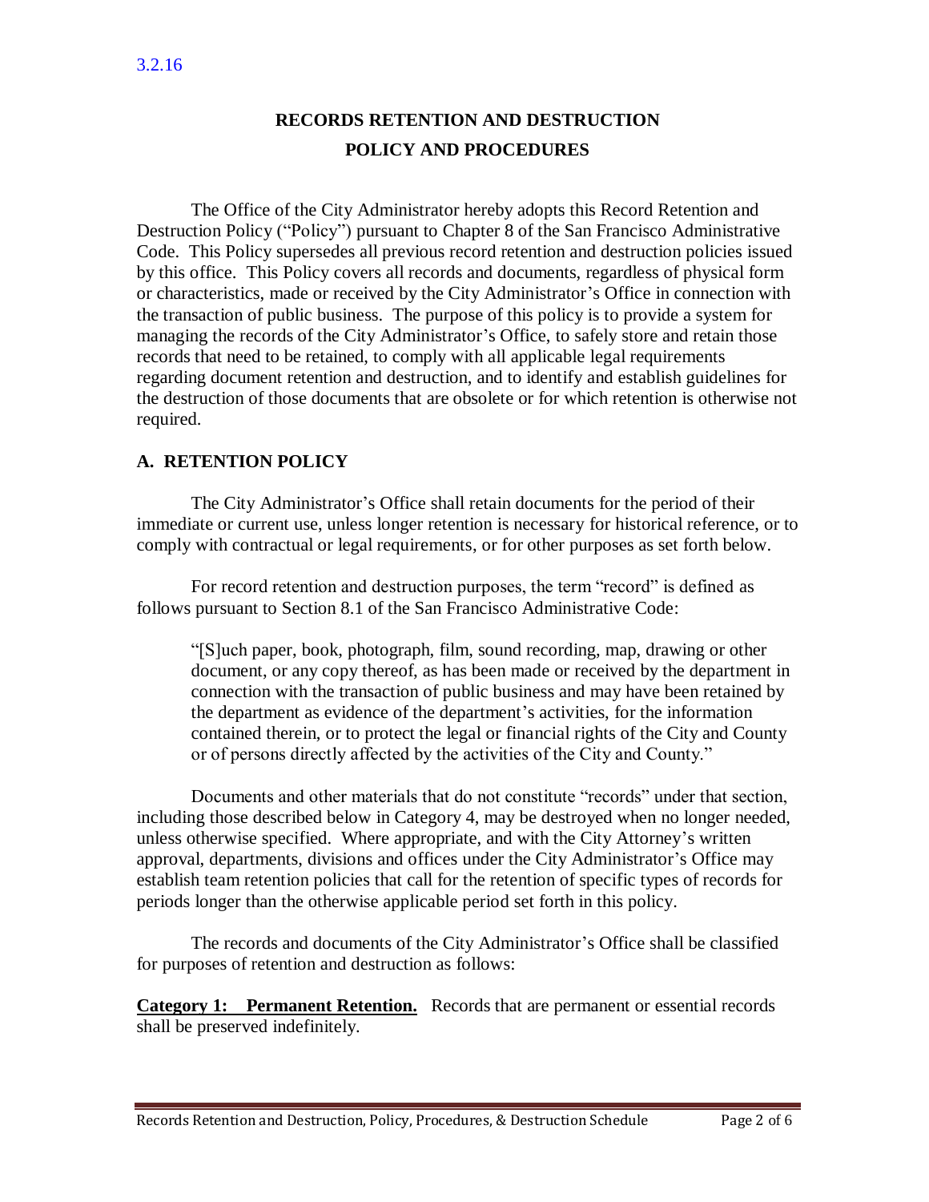3.2.16

# RECORDS RETENTION AND DESTRUCTION POLICY AND PROCEDURES

The Office of the City Administrator hereby adopts this Record Retention and Destruction Policy ("Policy") pursuant to Chapter 8 of the San Francisco Administrative Code. This Policy supersedes all previous record retention and destruction policies issued by this office. This Policy covers all records and documents, regardless of physical form or characteristics, made or received by the City Administrator's Office in connection with the transaction of public business. The purpose of this policy is to provide a system for managing the records of the City Administrator's Office, to safely store and retain those records that need to be retained, to comply with all applicable legal requirements regarding document retention and destruction, and to identify and establish guidelines for the destruction of those documents that are obsolete or for which retention is otherwise not required.

## A. RETENTION POLICY

The City Administrator's Office shall retain documents for the period of their immediate or current use, unless longer retention is necessary for historical reference, or to comply with contractual or legal requirements, or for other purposes as set forth below.

For record retention and destruction purposes, the term "record" is defined as follows pursuant to Section 8.1 of the San Francisco Administrative Code:

> "[S]uch paper, book, photograph, film, sound recording, map, drawing or other document, or any copy thereof, as has been made or received by the department in connection with the transaction of public business and may have been retained by the department as evidence of the department's activities, for the information contained therein, or to protect the legal or financial rights of the City and County or of persons directly affected by the activities of the City and County."

Documents and other materials that do not constitute "records" under that section, including those described below in Category 4, may be destroyed when no longer needed, unless otherwise specified. Where appropriate, and with the City Attorney's written approval, departments, divisions and offices under the City Administrator's Office may establish team retention policies that call for the retention of specific types of records for periods longer than the otherwise applicable period set forth in this policy.

The records and documents of the City Administrator's Office shall be classified for purposes of retention and destruction as follows:

**Category 1: Permanent Retention.** Records that are permanent or essential records shall be preserved indefinitely.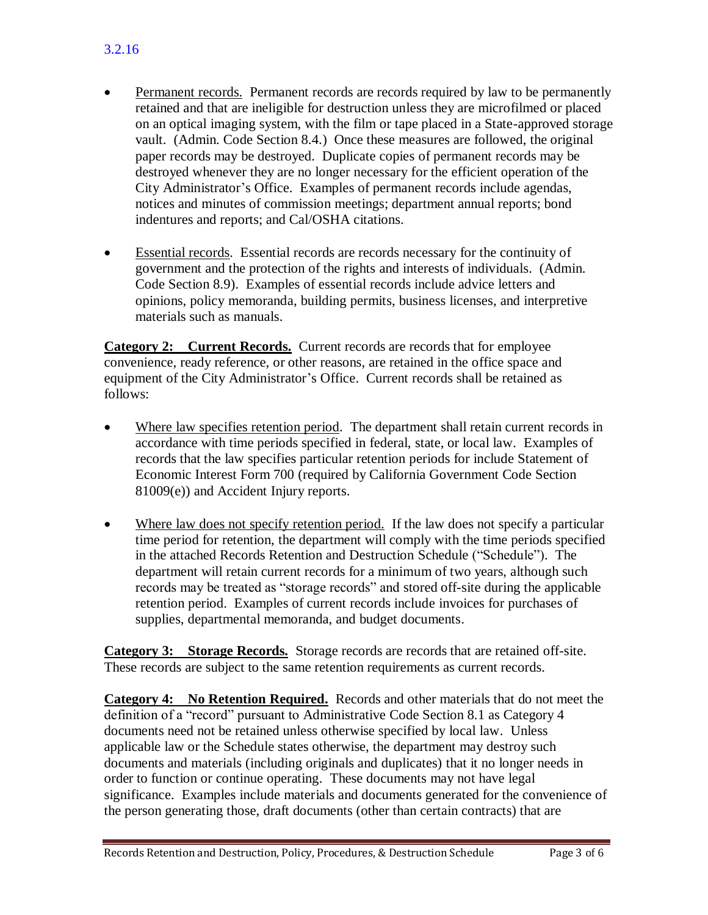3.2.16

- Permanent records. Permanent records are records required by law to be permanently retained and that are ineligible for destruction unless they are microfilmed or placed on an optical imaging system, with the film or tape placed in a State-approved storage vault. (Admin. Code Section 8.4.) Once these measures are followed, the original paper records may be destroyed. Duplicate copies of permanent records may be destroyed whenever they are no longer necessary for the efficient operation of the City Administrator's Office. Examples of permanent records include agendas, notices and minutes of commission meetings; department annual reports; bond indentures and reports; and Cal/OSHA citations.

- Essential records. Essential records are records necessary for the continuity of government and the protection of the rights and interests of individuals. (Admin. Code Section 8.9). Examples of essential records include advice letters and opinions, policy memoranda, building permits, business licenses, and interpretive materials such as manuals.

**Category 2: Current Records.** Current records are records that for employee convenience, ready reference, or other reasons, are retained in the office space and equipment of the City Administrator's Office. Current records shall be retained as follows:

- Where law specifies retention period. The department shall retain current records in accordance with time periods specified in federal, state, or local law. Examples of records that the law specifies particular retention periods for include Statement of Economic Interest Form 700 (required by California Government Code Section 81009(e)) and Accident Injury reports.

- Where law does not specify retention period. If the law does not specify a particular time period for retention, the department will comply with the time periods specified in the attached Records Retention and Destruction Schedule ("Schedule"). The department will retain current records for a minimum of two years, although such records may be treated as "storage records" and stored off-site during the applicable retention period. Examples of current records include invoices for purchases of supplies, departmental memoranda, and budget documents.

**Category 3: Storage Records.** Storage records are records that are retained off-site. These records are subject to the same retention requirements as current records.

**Category 4: No Retention Required.** Records and other materials that do not meet the definition of a "record" pursuant to Administrative Code Section 8.1 as Category 4 documents need not be retained unless otherwise specified by local law. Unless applicable law or the Schedule states otherwise, the department may destroy such documents and materials (including originals and duplicates) that it no longer needs in order to function or continue operating. These documents may not have legal significance. Examples include materials and documents generated for the convenience of the person generating those, draft documents (other than certain contracts) that are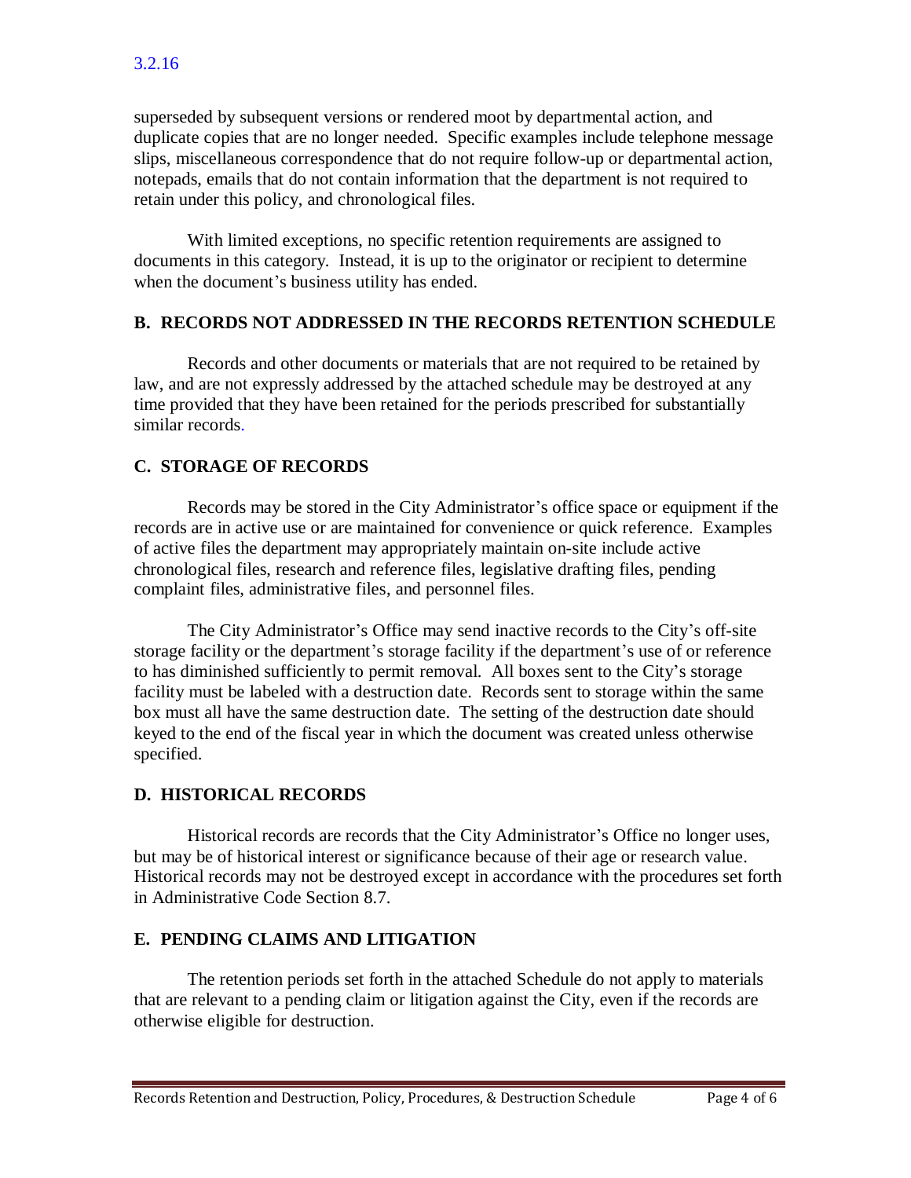superseded by subsequent versions or rendered moot by departmental action, and duplicate copies that are no longer needed. Specific examples include telephone message slips, miscellaneous correspondence that do not require follow-up or departmental action, notepads, emails that do not contain information that the department is not required to retain under this policy, and chronological files.

With limited exceptions, no specific retention requirements are assigned to documents in this category. Instead, it is up to the originator or recipient to determine when the document's business utility has ended.

## B. RECORDS NOT ADDRESSED IN THE RECORDS RETENTION SCHEDULE

Records and other documents or materials that are not required to be retained by law, and are not expressly addressed by the attached schedule may be destroyed at any time provided that they have been retained for the periods prescribed for substantially similar records.

## C. STORAGE OF RECORDS

Records may be stored in the City Administrator's office space or equipment if the records are in active use or are maintained for convenience or quick reference. Examples of active files the department may appropriately maintain on-site include active chronological files, research and reference files, legislative drafting files, pending complaint files, administrative files, and personnel files.

The City Administrator's Office may send inactive records to the City's off-site storage facility or the department's storage facility if the department's use of or reference to has diminished sufficiently to permit removal. All boxes sent to the City's storage facility must be labeled with a destruction date. Records sent to storage within the same box must all have the same destruction date. The setting of the destruction date should keyed to the end of the fiscal year in which the document was created unless otherwise specified.

## D. HISTORICAL RECORDS

Historical records are records that the City Administrator's Office no longer uses, but may be of historical interest or significance because of their age or research value. Historical records may not be destroyed except in accordance with the procedures set forth in Administrative Code Section 8.7.

## E. PENDING CLAIMS AND LITIGATION

The retention periods set forth in the attached Schedule do not apply to materials that are relevant to a pending claim or litigation against the City, even if the records are otherwise eligible for destruction.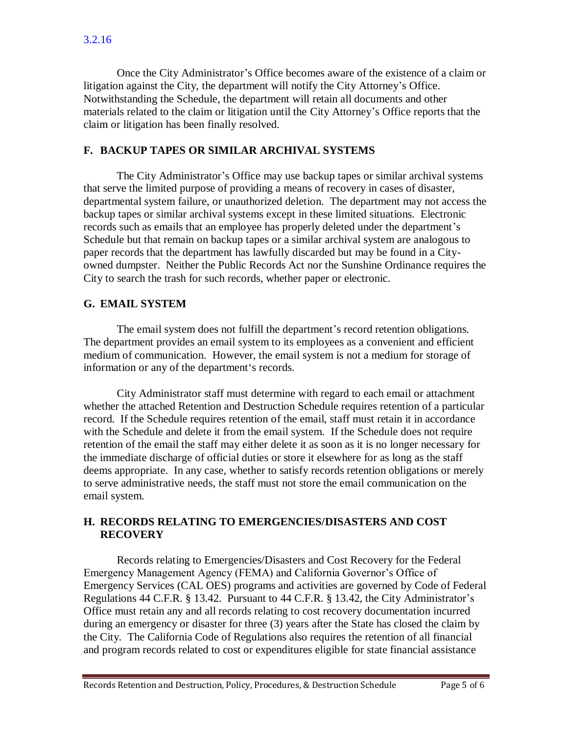3.2.16

Once the City Administrator's Office becomes aware of the existence of a claim or litigation against the City, the department will notify the City Attorney's Office. Notwithstanding the Schedule, the department will retain all documents and other materials related to the claim or litigation until the City Attorney's Office reports that the claim or litigation has been finally resolved.

## F. BACKUP TAPES OR SIMILAR ARCHIVAL SYSTEMS

The City Administrator's Office may use backup tapes or similar archival systems that serve the limited purpose of providing a means of recovery in cases of disaster, departmental system failure, or unauthorized deletion. The department may not access the backup tapes or similar archival systems except in these limited situations. Electronic records such as emails that an employee has properly deleted under the department's Schedule but that remain on backup tapes or a similar archival system are analogous to paper records that the department has lawfully discarded but may be found in a City-owned dumpster. Neither the Public Records Act nor the Sunshine Ordinance requires the City to search the trash for such records, whether paper or electronic.

## G. EMAIL SYSTEM

The email system does not fulfill the department's record retention obligations. The department provides an email system to its employees as a convenient and efficient medium of communication. However, the email system is not a medium for storage of information or any of the department's records.

City Administrator staff must determine with regard to each email or attachment whether the attached Retention and Destruction Schedule requires retention of a particular record. If the Schedule requires retention of the email, staff must retain it in accordance with the Schedule and delete it from the email system. If the Schedule does not require retention of the email the staff may either delete it as soon as it is no longer necessary for the immediate discharge of official duties or store it elsewhere for as long as the staff deems appropriate. In any case, whether to satisfy records retention obligations or merely to serve administrative needs, the staff must not store the email communication on the email system.

## H. RECORDS RELATING TO EMERGENCIES/DISASTERS AND COST RECOVERY

Records relating to Emergencies/Disasters and Cost Recovery for the Federal Emergency Management Agency (FEMA) and California Governor's Office of Emergency Services (CAL OES) programs and activities are governed by Code of Federal Regulations 44 C.F.R. § 13.42. Pursuant to 44 C.F.R. § 13.42, the City Administrator's Office must retain any and all records relating to cost recovery documentation incurred during an emergency or disaster for three (3) years after the State has closed the claim by the City. The California Code of Regulations also requires the retention of all financial and program records related to cost or expenditures eligible for state financial assistance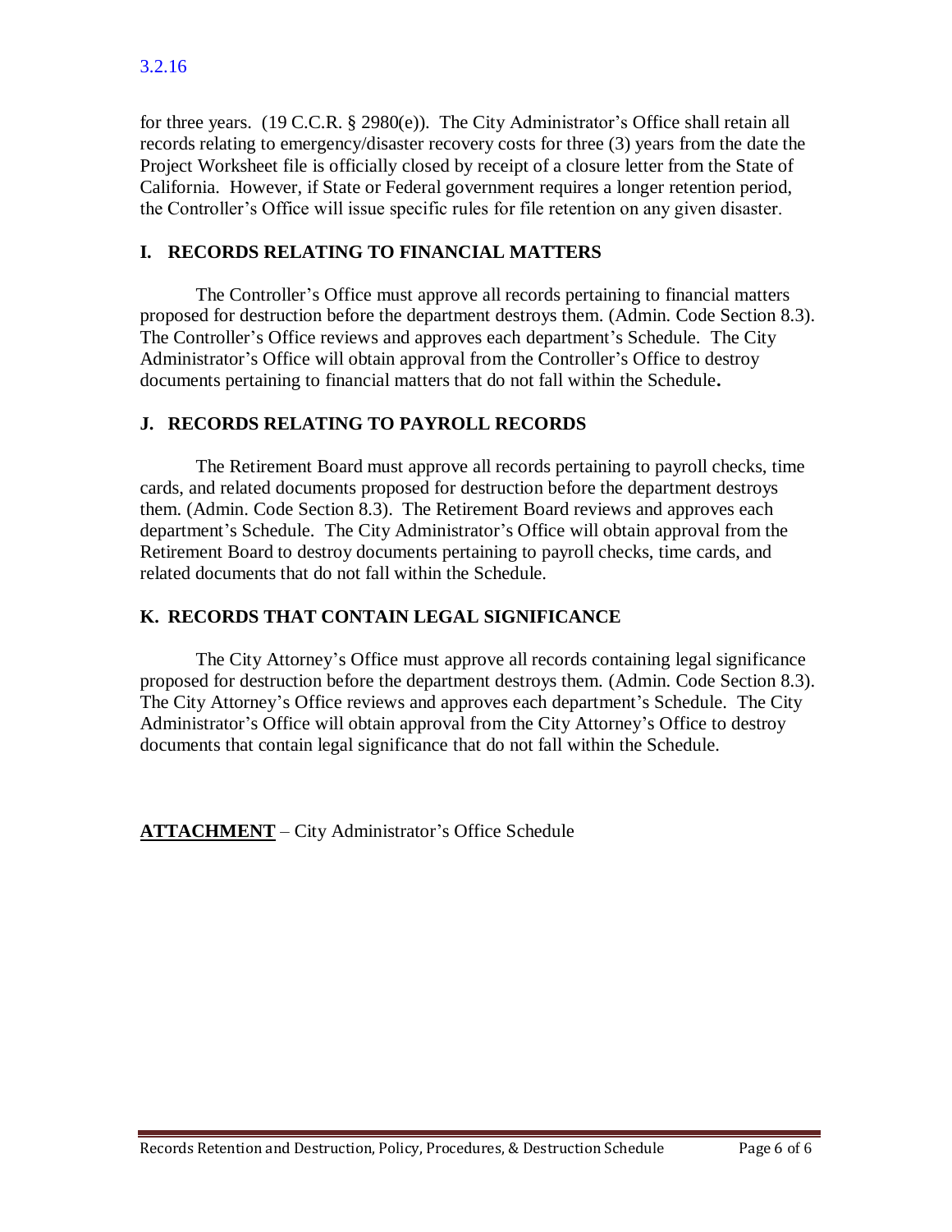for three years. (19 C.C.R. § 2980(e)). The City Administrator's Office shall retain all records relating to emergency/disaster recovery costs for three (3) years from the date the Project Worksheet file is officially closed by receipt of a closure letter from the State of California. However, if State or Federal government requires a longer retention period, the Controller's Office will issue specific rules for file retention on any given disaster.

## I. RECORDS RELATING TO FINANCIAL MATTERS

The Controller's Office must approve all records pertaining to financial matters proposed for destruction before the department destroys them. (Admin. Code Section 8.3). The Controller's Office reviews and approves each department's Schedule. The City Administrator's Office will obtain approval from the Controller's Office to destroy documents pertaining to financial matters that do not fall within the Schedule.

## J. RECORDS RELATING TO PAYROLL RECORDS

The Retirement Board must approve all records pertaining to payroll checks, time cards, and related documents proposed for destruction before the department destroys them. (Admin. Code Section 8.3). The Retirement Board reviews and approves each department's Schedule. The City Administrator's Office will obtain approval from the Retirement Board to destroy documents pertaining to payroll checks, time cards, and related documents that do not fall within the Schedule.

## K. RECORDS THAT CONTAIN LEGAL SIGNIFICANCE

The City Attorney's Office must approve all records containing legal significance proposed for destruction before the department destroys them. (Admin. Code Section 8.3). The City Attorney's Office reviews and approves each department's Schedule. The City Administrator's Office will obtain approval from the City Attorney's Office to destroy documents that contain legal significance that do not fall within the Schedule.

**ATTACHMENT** – City Administrator's Office Schedule